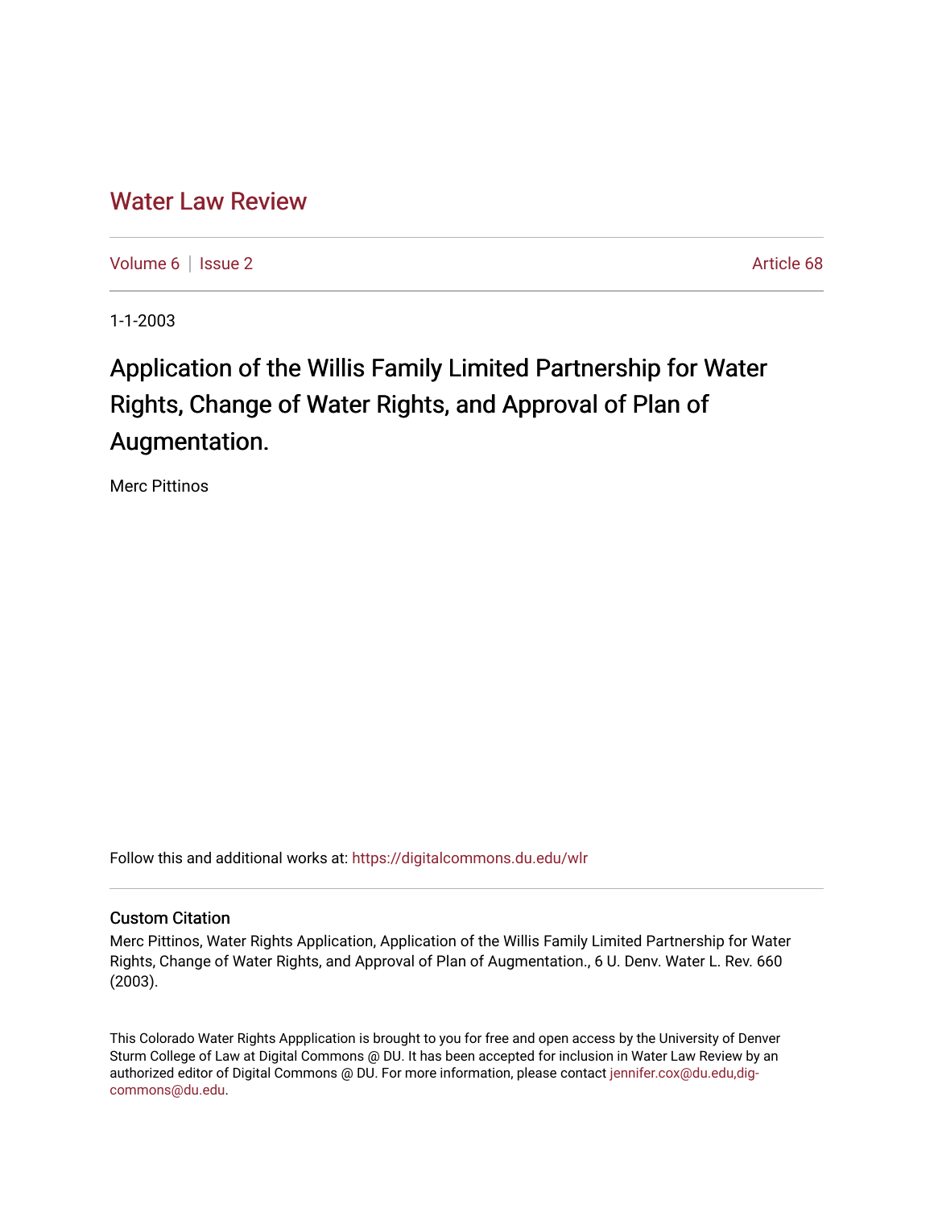# Water Law Review

Volume 6 | Issue 2 — Article 68

1-1-2003

## Application of the Willis Family Limited Partnership for Water Rights, Change of Water Rights, and Approval of Plan of Augmentation.

Merc Pittinos

Follow this and additional works at: https://digitalcommons.du.edu/wlr

### Custom Citation

Merc Pittinos, Water Rights Application, Application of the Willis Family Limited Partnership for Water Rights, Change of Water Rights, and Approval of Plan of Augmentation., 6 U. Denv. Water L. Rev. 660 (2003).

This Colorado Water Rights Appplication is brought to you for free and open access by the University of Denver Sturm College of Law at Digital Commons @ DU. It has been accepted for inclusion in Water Law Review by an authorized editor of Digital Commons @ DU. For more information, please contact jennifer.cox@du.edu,dig-commons@du.edu.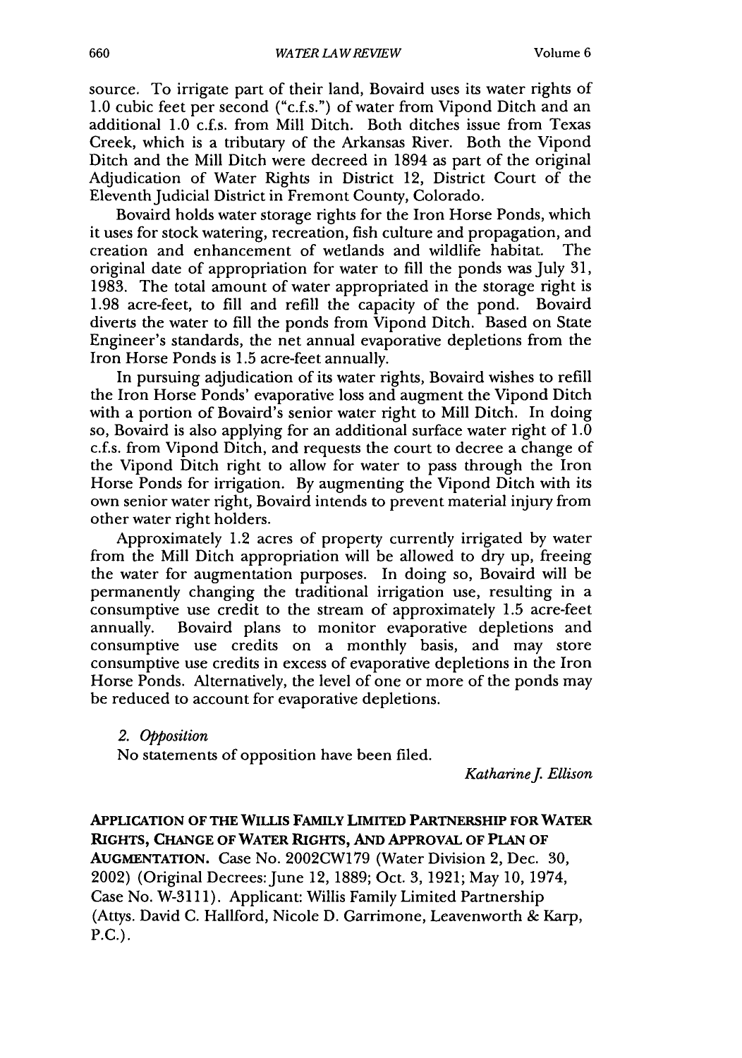source. To irrigate part of their land, Bovaird uses its water rights of 1.0 cubic feet per second ("c.f.s.") of water from Vipond Ditch and an additional 1.0 c.f.s. from Mill Ditch. Both ditches issue from Texas Creek, which is a tributary of the Arkansas River. Both the Vipond Ditch and the Mill Ditch were decreed in 1894 as part of the original Adjudication of Water Rights in District 12, District Court of the Eleventh Judicial District in Fremont County, Colorado.

Bovaird holds water storage rights for the Iron Horse Ponds, which it uses for stock watering, recreation, fish culture and propagation, and creation and enhancement of wetlands and wildlife habitat. The original date of appropriation for water to fill the ponds was July 31, 1983. The total amount of water appropriated in the storage right is 1.98 acre-feet, to fill and refill the capacity of the pond. Bovaird diverts the water to fill the ponds from Vipond Ditch. Based on State Engineer's standards, the net annual evaporative depletions from the Iron Horse Ponds is 1.5 acre-feet annually.

In pursuing adjudication of its water rights, Bovaird wishes to refill the Iron Horse Ponds' evaporative loss and augment the Vipond Ditch with a portion of Bovaird's senior water right to Mill Ditch. In doing so, Bovaird is also applying for an additional surface water right of 1.0 c.f.s. from Vipond Ditch, and requests the court to decree a change of the Vipond Ditch right to allow for water to pass through the Iron Horse Ponds for irrigation. By augmenting the Vipond Ditch with its own senior water right, Bovaird intends to prevent material injury from other water right holders.

Approximately 1.2 acres of property currently irrigated by water from the Mill Ditch appropriation will be allowed to dry up, freeing the water for augmentation purposes. In doing so, Bovaird will be permanently changing the traditional irrigation use, resulting in a consumptive use credit to the stream of approximately 1.5 acre-feet annually. Bovaird plans to monitor evaporative depletions and consumptive use credits on a monthly basis, and may store consumptive use credits in excess of evaporative depletions in the Iron Horse Ponds. Alternatively, the level of one or more of the ponds may be reduced to account for evaporative depletions.

*2. Opposition*

No statements of opposition have been filed.

*Katharine J. Ellison*

**APPLICATION OF THE WILLIS FAMILY LIMITED PARTNERSHIP FOR WATER RIGHTS, CHANGE OF WATER RIGHTS, AND APPROVAL OF PLAN OF AUGMENTATION.** Case No. 2002CW179 (Water Division 2, Dec. 30, 2002) (Original Decrees: June 12, 1889; Oct. 3, 1921; May 10, 1974, Case No. W-3111). Applicant: Willis Family Limited Partnership (Attys. David C. Hallford, Nicole D. Garrimone, Leavenworth & Karp, P.C.).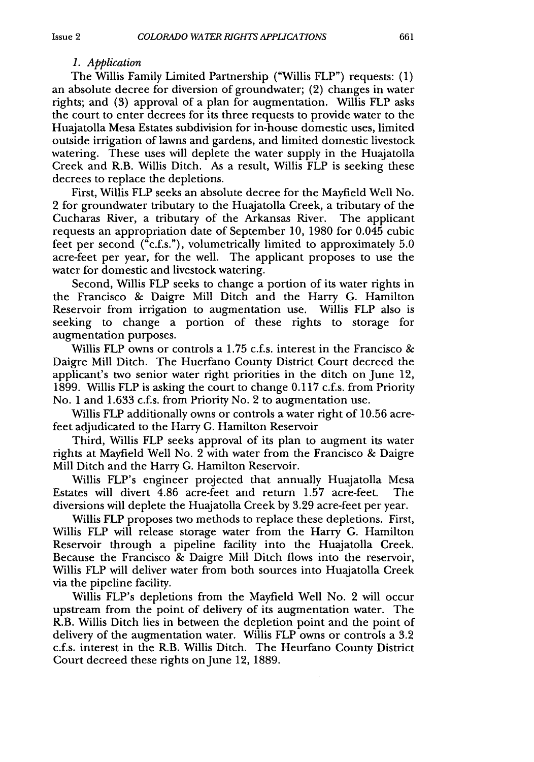*1. Application*

The Willis Family Limited Partnership ("Willis FLP") requests: (1) an absolute decree for diversion of groundwater; (2) changes in water rights; and (3) approval of a plan for augmentation. Willis FLP asks the court to enter decrees for its three requests to provide water to the Huajatolla Mesa Estates subdivision for in-house domestic uses, limited outside irrigation of lawns and gardens, and limited domestic livestock watering. These uses will deplete the water supply in the Huajatolla Creek and R.B. Willis Ditch. As a result, Willis FLP is seeking these decrees to replace the depletions.

First, Willis FLP seeks an absolute decree for the Mayfield Well No. 2 for groundwater tributary to the Huajatolla Creek, a tributary of the Cucharas River, a tributary of the Arkansas River. The applicant requests an appropriation date of September 10, 1980 for 0.045 cubic feet per second ("c.f.s."), volumetrically limited to approximately 5.0 acre-feet per year, for the well. The applicant proposes to use the water for domestic and livestock watering.

Second, Willis FLP seeks to change a portion of its water rights in the Francisco & Daigre Mill Ditch and the Harry G. Hamilton Reservoir from irrigation to augmentation use. Willis FLP also is seeking to change a portion of these rights to storage for augmentation purposes.

Willis FLP owns or controls a 1.75 c.f.s. interest in the Francisco & Daigre Mill Ditch. The Huerfano County District Court decreed the applicant's two senior water right priorities in the ditch on June 12, 1899. Willis FLP is asking the court to change 0.117 c.f.s. from Priority No. 1 and 1.633 c.f.s. from Priority No. 2 to augmentation use.

Willis FLP additionally owns or controls a water right of 10.56 acre-feet adjudicated to the Harry G. Hamilton Reservoir

Third, Willis FLP seeks approval of its plan to augment its water rights at Mayfield Well No. 2 with water from the Francisco & Daigre Mill Ditch and the Harry G. Hamilton Reservoir.

Willis FLP's engineer projected that annually Huajatolla Mesa Estates will divert 4.86 acre-feet and return 1.57 acre-feet. The diversions will deplete the Huajatolla Creek by 3.29 acre-feet per year.

Willis FLP proposes two methods to replace these depletions. First, Willis FLP will release storage water from the Harry G. Hamilton Reservoir through a pipeline facility into the Huajatolla Creek. Because the Francisco & Daigre Mill Ditch flows into the reservoir, Willis FLP will deliver water from both sources into Huajatolla Creek via the pipeline facility.

Willis FLP's depletions from the Mayfield Well No. 2 will occur upstream from the point of delivery of its augmentation water. The R.B. Willis Ditch lies in between the depletion point and the point of delivery of the augmentation water. Willis FLP owns or controls a 3.2 c.f.s. interest in the R.B. Willis Ditch. The Heurfano County District Court decreed these rights on June 12, 1889.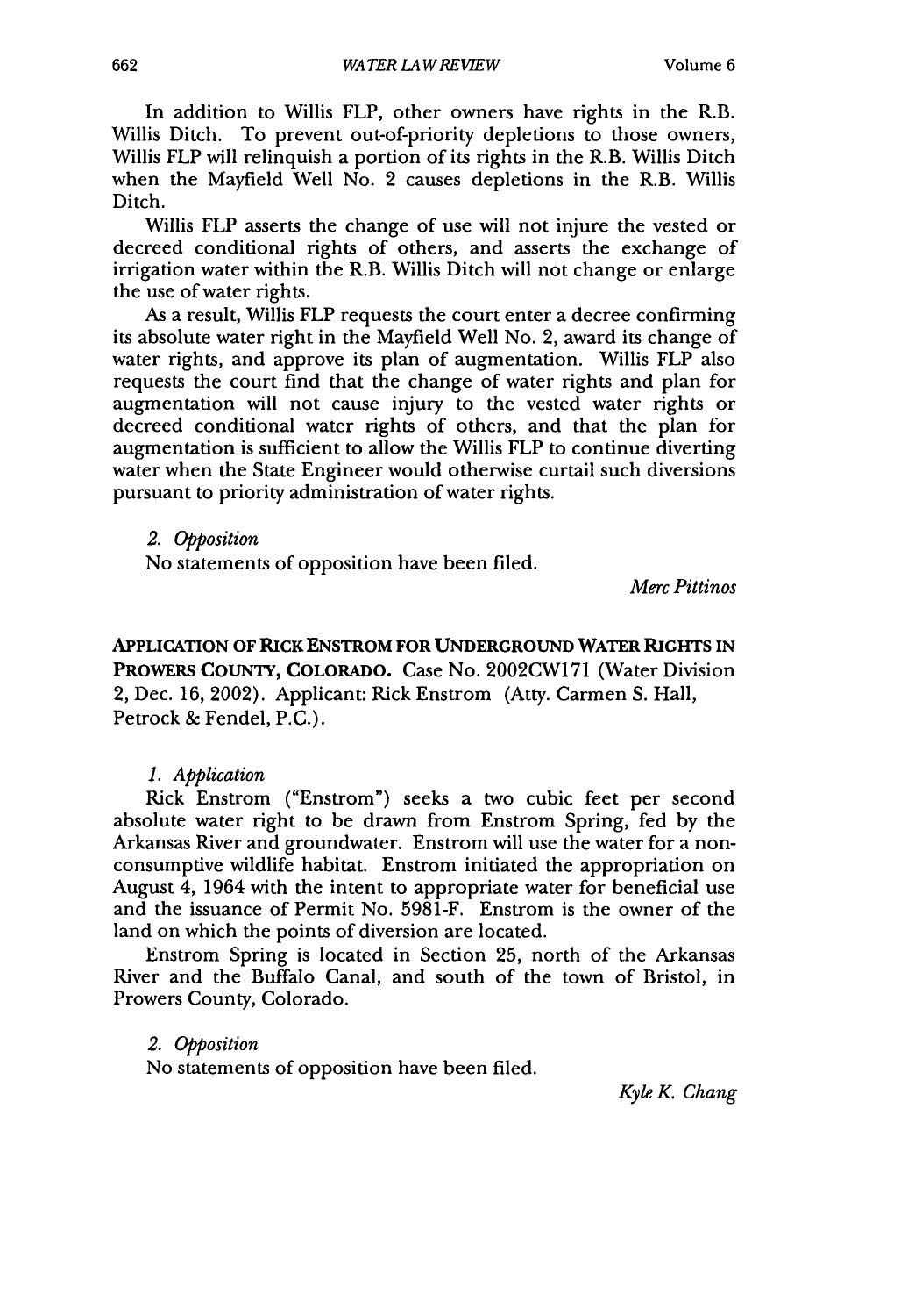In addition to Willis FLP, other owners have rights in the R.B. Willis Ditch. To prevent out-of-priority depletions to those owners, Willis FLP will relinquish a portion of its rights in the R.B. Willis Ditch when the Mayfield Well No. 2 causes depletions in the R.B. Willis Ditch.

Willis FLP asserts the change of use will not injure the vested or decreed conditional rights of others, and asserts the exchange of irrigation water within the R.B. Willis Ditch will not change or enlarge the use of water rights.

As a result, Willis FLP requests the court enter a decree confirming its absolute water right in the Mayfield Well No. 2, award its change of water rights, and approve its plan of augmentation. Willis FLP also requests the court find that the change of water rights and plan for augmentation will not cause injury to the vested water rights or decreed conditional water rights of others, and that the plan for augmentation is sufficient to allow the Willis FLP to continue diverting water when the State Engineer would otherwise curtail such diversions pursuant to priority administration of water rights.

*2. Opposition*

No statements of opposition have been filed.

*Merc Pittinos*

**APPLICATION OF RICK ENSTROM FOR UNDERGROUND WATER RIGHTS IN PROWERS COUNTY, COLORADO.** Case No. 2002CW171 (Water Division 2, Dec. 16, 2002). Applicant: Rick Enstrom (Atty. Carmen S. Hall, Petrock & Fendel, P.C.).

*1. Application*

Rick Enstrom ("Enstrom") seeks a two cubic feet per second absolute water right to be drawn from Enstrom Spring, fed by the Arkansas River and groundwater. Enstrom will use the water for a non-consumptive wildlife habitat. Enstrom initiated the appropriation on August 4, 1964 with the intent to appropriate water for beneficial use and the issuance of Permit No. 5981-F. Enstrom is the owner of the land on which the points of diversion are located.

Enstrom Spring is located in Section 25, north of the Arkansas River and the Buffalo Canal, and south of the town of Bristol, in Prowers County, Colorado.

*2. Opposition*

No statements of opposition have been filed.

*Kyle K. Chang*